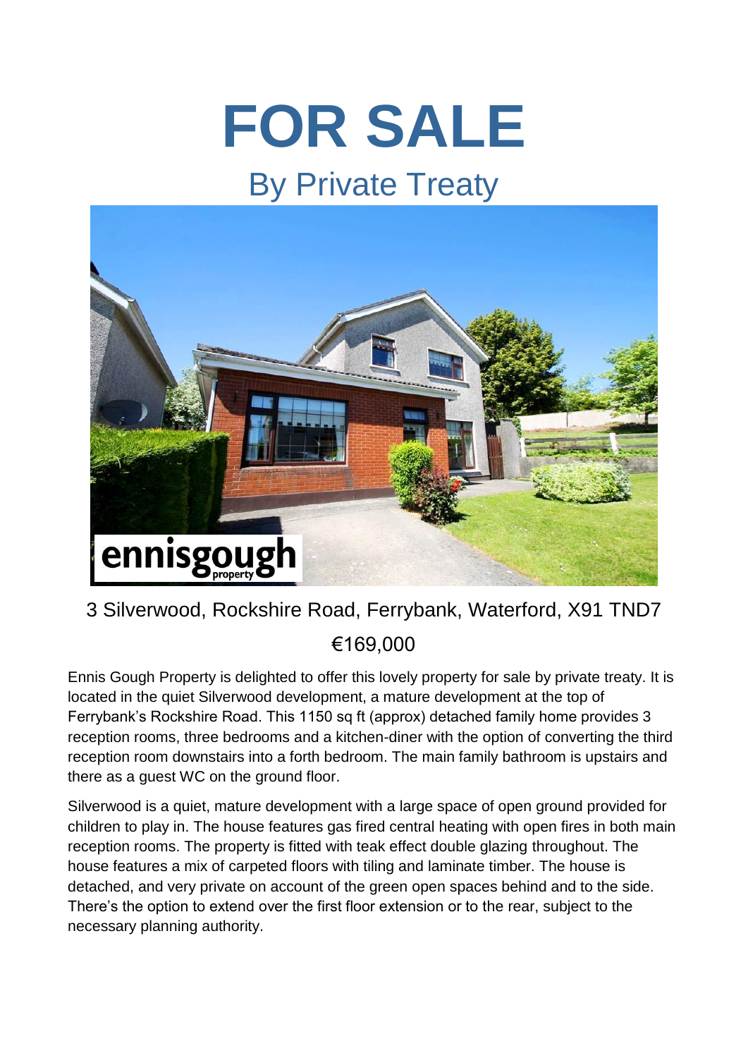# FOR SALE

## By Private Treaty

3 Silverwood, Rockshire Road, Ferrybank, Waterford, X91 TND7

€169,000

Ennis Gough Property is delighted to offer this lovely property for sale by private treaty. It is located in the quiet Silverwood development, a mature development at the top of Ferrybank's Rockshire Road. This 1150 sq ft (approx) detached family home provides 3 reception rooms, three bedrooms and a kitchen-diner with the option of converting the third reception room downstairs into a forth bedroom. The main family bathroom is upstairs and there as a guest WC on the ground floor.

Silverwood is a quiet, mature development with a large space of open ground provided for children to play in. The house features gas fired central heating with open fires in both main reception rooms. The property is fitted with teak effect double glazing throughout. The house features a mix of carpeted floors with tiling and laminate timber. The house is detached, and very private on account of the green open spaces behind and to the side. There's the option to extend over the first floor extension or to the rear, subject to the necessary planning authority.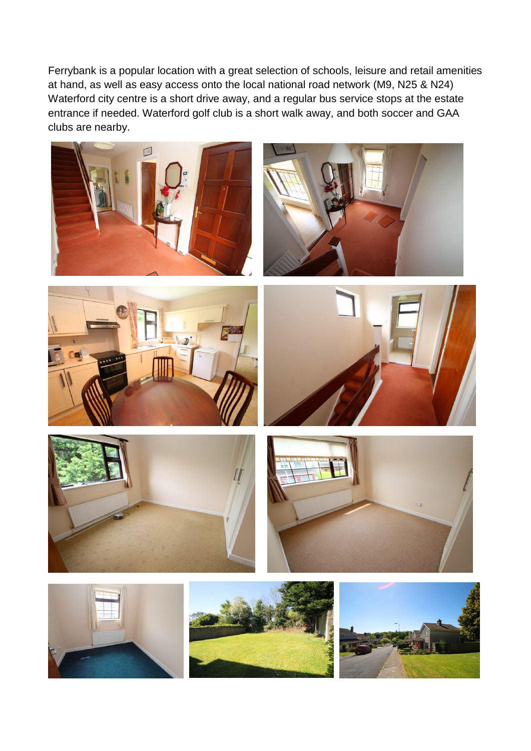Ferrybank is a popular location with a great selection of schools, leisure and retail amenities at hand, as well as easy access onto the local national road network (M9, N25 & N24) Waterford city centre is a short drive away, and a regular bus service stops at the estate entrance if needed. Waterford golf club is a short walk away, and both soccer and GAA clubs are nearby.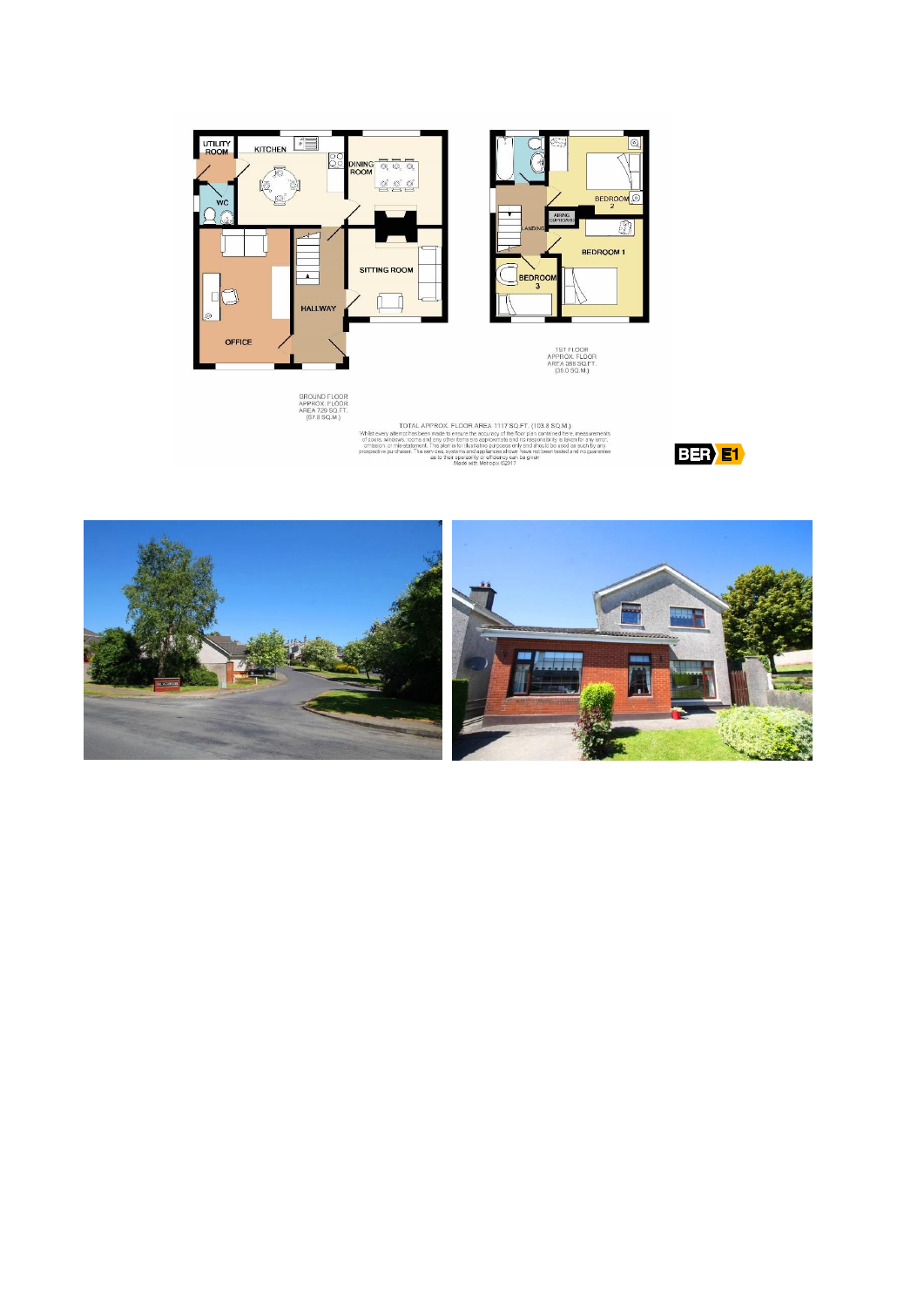UTILITY ROOM

KITCHEN

DINING ROOM

WC

SITTING ROOM

HALLWAY

OFFICE

GROUND FLOOR
APPROX. FLOOR
AREA 729 SQ.FT.
(67.8 SQ.M.)

LANDING

AIRING CUPBOARD

BEDROOM 2

BEDROOM 1

BEDROOM 3

1ST FLOOR
APPROX. FLOOR
AREA 388 SQ.FT.
(36.0 SQ.M.)

TOTAL APPROX. FLOOR AREA 1117 SQ.FT. (103.8 SQ.M.)

Whilst every attempt has been made to ensure the accuracy of the floor plan contained here, measurements of doors, windows, rooms and any other items are approximate and no responsibility is taken for any error, omission, or mis-statement. This plan is for illustrative purposes only and should be used as such by any prospective purchaser. The services, systems and appliances shown have not been tested and no guarantee as to their operability or efficiency can be given
Made with Metropix ©2017

BER E1